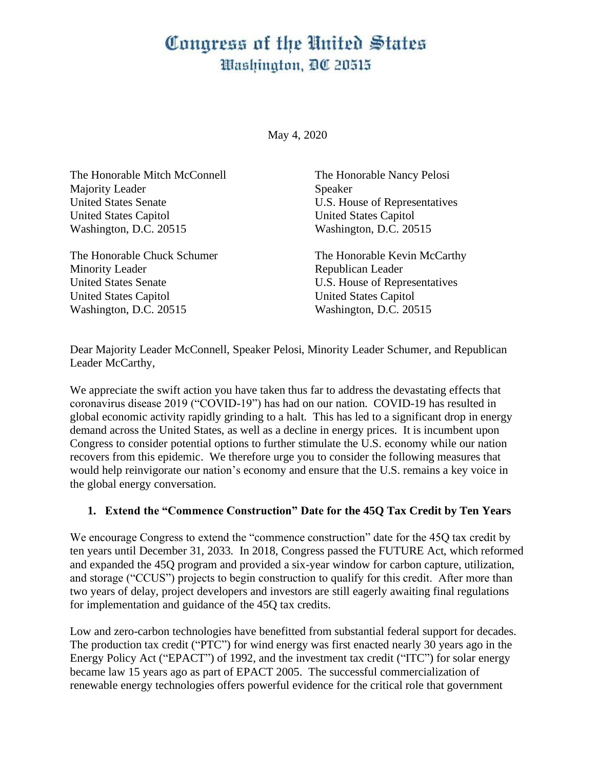# Congress of the United States
## Washington, DC 20515

May 4, 2020

The Honorable Mitch McConnell
Majority Leader
United States Senate
United States Capitol
Washington, D.C. 20515

The Honorable Nancy Pelosi
Speaker
U.S. House of Representatives
United States Capitol
Washington, D.C. 20515

The Honorable Chuck Schumer
Minority Leader
United States Senate
United States Capitol
Washington, D.C. 20515

The Honorable Kevin McCarthy
Republican Leader
U.S. House of Representatives
United States Capitol
Washington, D.C. 20515

Dear Majority Leader McConnell, Speaker Pelosi, Minority Leader Schumer, and Republican Leader McCarthy,

We appreciate the swift action you have taken thus far to address the devastating effects that coronavirus disease 2019 ("COVID-19") has had on our nation. COVID-19 has resulted in global economic activity rapidly grinding to a halt. This has led to a significant drop in energy demand across the United States, as well as a decline in energy prices. It is incumbent upon Congress to consider potential options to further stimulate the U.S. economy while our nation recovers from this epidemic. We therefore urge you to consider the following measures that would help reinvigorate our nation's economy and ensure that the U.S. remains a key voice in the global energy conversation.

1. **Extend the "Commence Construction" Date for the 45Q Tax Credit by Ten Years**

We encourage Congress to extend the "commence construction" date for the 45Q tax credit by ten years until December 31, 2033. In 2018, Congress passed the FUTURE Act, which reformed and expanded the 45Q program and provided a six-year window for carbon capture, utilization, and storage ("CCUS") projects to begin construction to qualify for this credit. After more than two years of delay, project developers and investors are still eagerly awaiting final regulations for implementation and guidance of the 45Q tax credits.

Low and zero-carbon technologies have benefitted from substantial federal support for decades. The production tax credit ("PTC") for wind energy was first enacted nearly 30 years ago in the Energy Policy Act ("EPACT") of 1992, and the investment tax credit ("ITC") for solar energy became law 15 years ago as part of EPACT 2005. The successful commercialization of renewable energy technologies offers powerful evidence for the critical role that government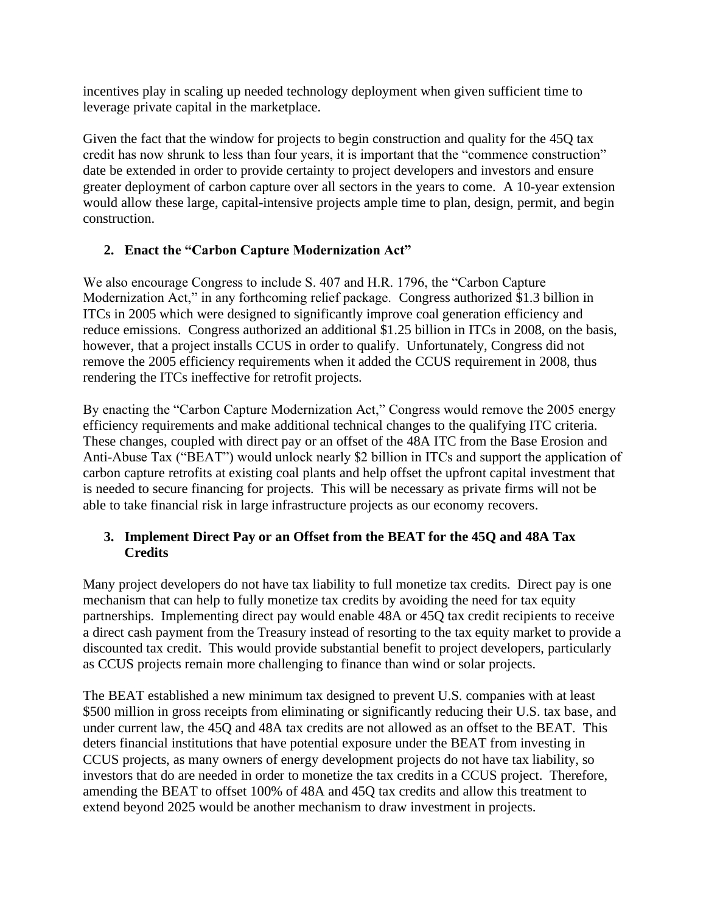incentives play in scaling up needed technology deployment when given sufficient time to leverage private capital in the marketplace.

Given the fact that the window for projects to begin construction and quality for the 45Q tax credit has now shrunk to less than four years, it is important that the "commence construction" date be extended in order to provide certainty to project developers and investors and ensure greater deployment of carbon capture over all sectors in the years to come. A 10-year extension would allow these large, capital-intensive projects ample time to plan, design, permit, and begin construction.

2. **Enact the "Carbon Capture Modernization Act"**

We also encourage Congress to include S. 407 and H.R. 1796, the "Carbon Capture Modernization Act," in any forthcoming relief package. Congress authorized $1.3 billion in ITCs in 2005 which were designed to significantly improve coal generation efficiency and reduce emissions. Congress authorized an additional $1.25 billion in ITCs in 2008, on the basis, however, that a project installs CCUS in order to qualify. Unfortunately, Congress did not remove the 2005 efficiency requirements when it added the CCUS requirement in 2008, thus rendering the ITCs ineffective for retrofit projects.

By enacting the "Carbon Capture Modernization Act," Congress would remove the 2005 energy efficiency requirements and make additional technical changes to the qualifying ITC criteria. These changes, coupled with direct pay or an offset of the 48A ITC from the Base Erosion and Anti-Abuse Tax ("BEAT") would unlock nearly $2 billion in ITCs and support the application of carbon capture retrofits at existing coal plants and help offset the upfront capital investment that is needed to secure financing for projects. This will be necessary as private firms will not be able to take financial risk in large infrastructure projects as our economy recovers.

3. **Implement Direct Pay or an Offset from the BEAT for the 45Q and 48A Tax Credits**

Many project developers do not have tax liability to full monetize tax credits. Direct pay is one mechanism that can help to fully monetize tax credits by avoiding the need for tax equity partnerships. Implementing direct pay would enable 48A or 45Q tax credit recipients to receive a direct cash payment from the Treasury instead of resorting to the tax equity market to provide a discounted tax credit. This would provide substantial benefit to project developers, particularly as CCUS projects remain more challenging to finance than wind or solar projects.

The BEAT established a new minimum tax designed to prevent U.S. companies with at least $500 million in gross receipts from eliminating or significantly reducing their U.S. tax base, and under current law, the 45Q and 48A tax credits are not allowed as an offset to the BEAT. This deters financial institutions that have potential exposure under the BEAT from investing in CCUS projects, as many owners of energy development projects do not have tax liability, so investors that do are needed in order to monetize the tax credits in a CCUS project. Therefore, amending the BEAT to offset 100% of 48A and 45Q tax credits and allow this treatment to extend beyond 2025 would be another mechanism to draw investment in projects.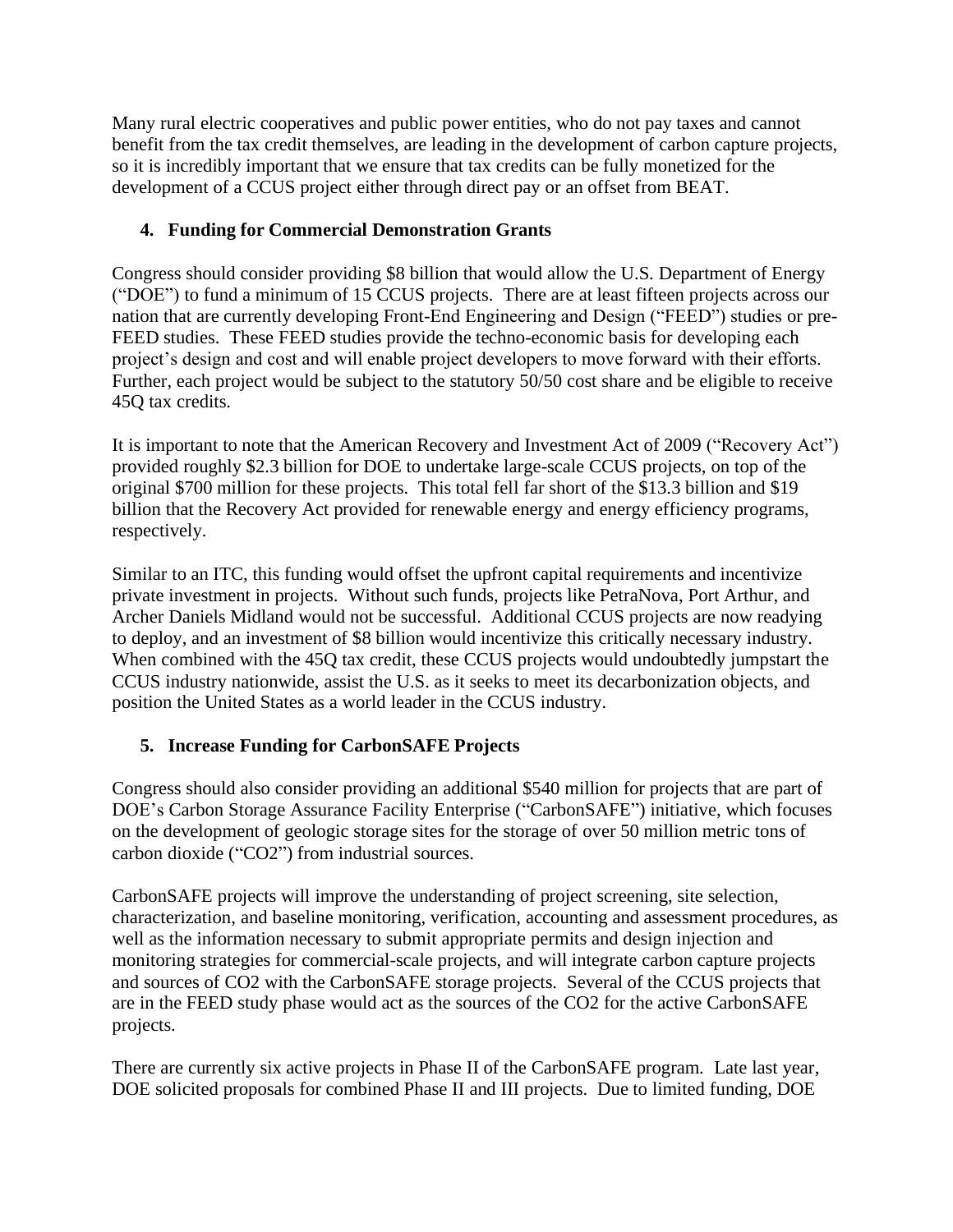Many rural electric cooperatives and public power entities, who do not pay taxes and cannot benefit from the tax credit themselves, are leading in the development of carbon capture projects, so it is incredibly important that we ensure that tax credits can be fully monetized for the development of a CCUS project either through direct pay or an offset from BEAT.

### 4. Funding for Commercial Demonstration Grants

Congress should consider providing \$8 billion that would allow the U.S. Department of Energy ("DOE") to fund a minimum of 15 CCUS projects. There are at least fifteen projects across our nation that are currently developing Front-End Engineering and Design ("FEED") studies or pre-FEED studies. These FEED studies provide the techno-economic basis for developing each project's design and cost and will enable project developers to move forward with their efforts. Further, each project would be subject to the statutory 50/50 cost share and be eligible to receive 45Q tax credits.

It is important to note that the American Recovery and Investment Act of 2009 ("Recovery Act") provided roughly \$2.3 billion for DOE to undertake large-scale CCUS projects, on top of the original \$700 million for these projects. This total fell far short of the \$13.3 billion and \$19 billion that the Recovery Act provided for renewable energy and energy efficiency programs, respectively.

Similar to an ITC, this funding would offset the upfront capital requirements and incentivize private investment in projects. Without such funds, projects like PetraNova, Port Arthur, and Archer Daniels Midland would not be successful. Additional CCUS projects are now readying to deploy, and an investment of \$8 billion would incentivize this critically necessary industry. When combined with the 45Q tax credit, these CCUS projects would undoubtedly jumpstart the CCUS industry nationwide, assist the U.S. as it seeks to meet its decarbonization objects, and position the United States as a world leader in the CCUS industry.

### 5. Increase Funding for CarbonSAFE Projects

Congress should also consider providing an additional \$540 million for projects that are part of DOE's Carbon Storage Assurance Facility Enterprise ("CarbonSAFE") initiative, which focuses on the development of geologic storage sites for the storage of over 50 million metric tons of carbon dioxide ("$CO_2$") from industrial sources.

CarbonSAFE projects will improve the understanding of project screening, site selection, characterization, and baseline monitoring, verification, accounting and assessment procedures, as well as the information necessary to submit appropriate permits and design injection and monitoring strategies for commercial-scale projects, and will integrate carbon capture projects and sources of $CO_2$ with the CarbonSAFE storage projects. Several of the CCUS projects that are in the FEED study phase would act as the sources of the $CO_2$ for the active CarbonSAFE projects.

There are currently six active projects in Phase II of the CarbonSAFE program. Late last year, DOE solicited proposals for combined Phase II and III projects. Due to limited funding, DOE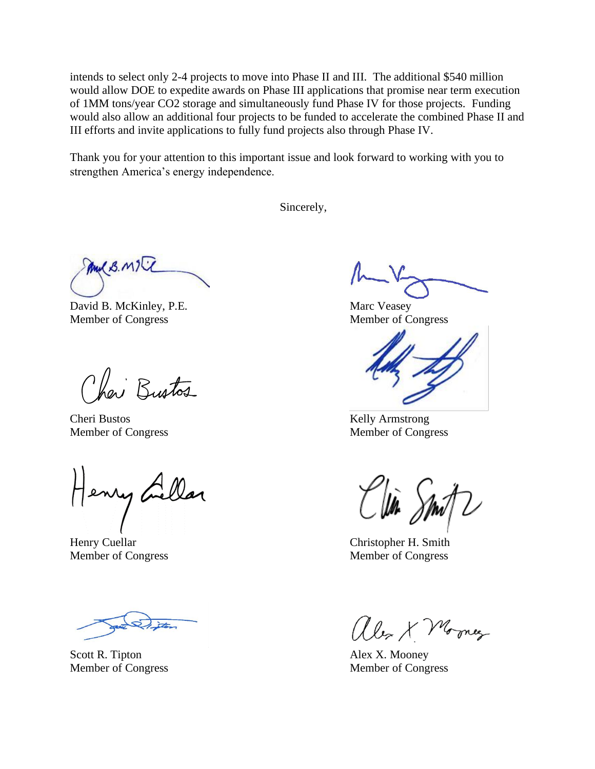intends to select only 2-4 projects to move into Phase II and III. The additional $540 million would allow DOE to expedite awards on Phase III applications that promise near term execution of 1MM tons/year $CO_2$ storage and simultaneously fund Phase IV for those projects. Funding would also allow an additional four projects to be funded to accelerate the combined Phase II and III efforts and invite applications to fully fund projects also through Phase IV.

Thank you for your attention to this important issue and look forward to working with you to strengthen America's energy independence.

Sincerely,

David B. McKinley, P.E.
Member of Congress

Marc Veasey
Member of Congress

Cheri Bustos
Member of Congress

Kelly Armstrong
Member of Congress

Henry Cuellar
Member of Congress

Christopher H. Smith
Member of Congress

Scott R. Tipton
Member of Congress

Alex X. Mooney
Member of Congress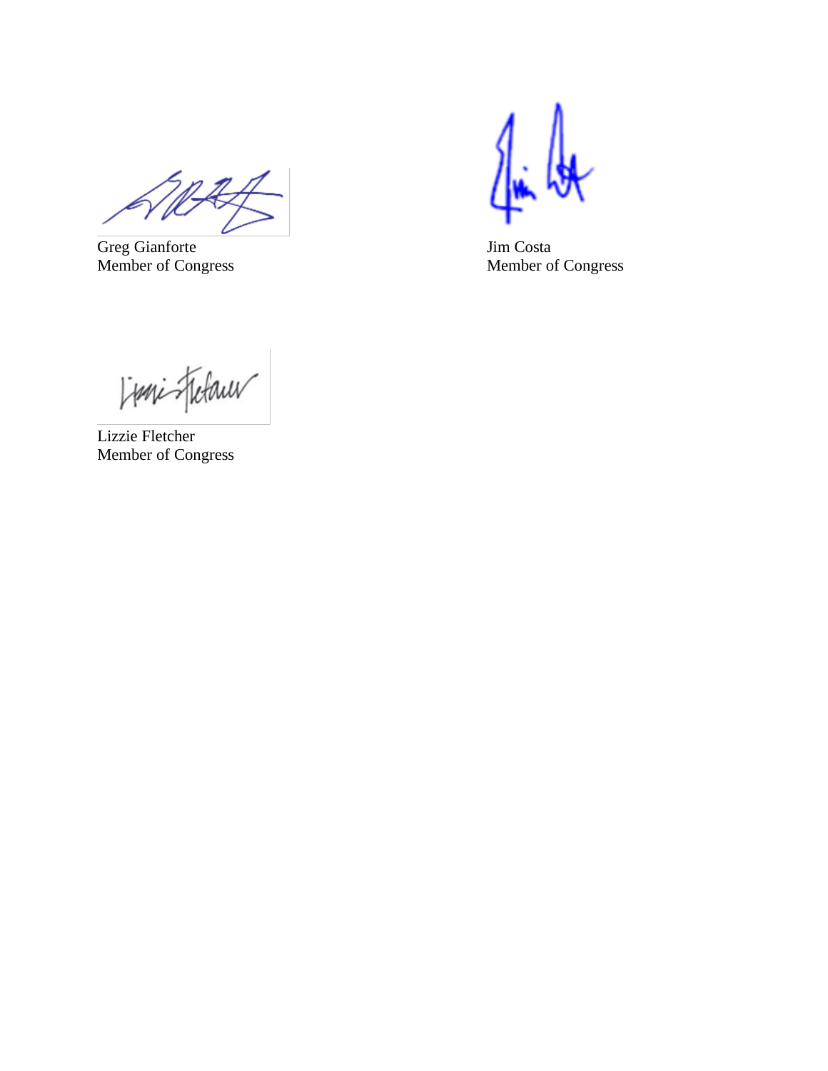Greg Gianforte
Member of Congress

Jim Costa
Member of Congress

Lizzie Fletcher
Member of Congress